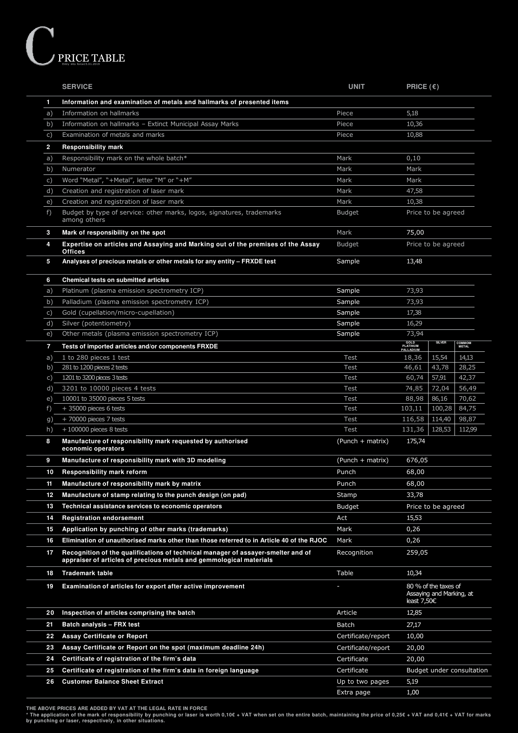# C PRICE TABLE

Entry into force15.01.2019

| | SERVICE | UNIT | PRICE (€) | | |
|---|---|---|---|---|---|
| **1** | **Information and examination of metals and hallmarks of presented items** | | | | |
| a) | Information on hallmarks | Piece | 5,18 | | |
| b) | Information on hallmarks – Extinct Municipal Assay Marks | Piece | 10,36 | | |
| c) | Examination of metals and marks | Piece | 10,88 | | |
| **2** | **Responsibility mark** | | | | |
| a) | Responsibility mark on the whole batch* | Mark | 0,10 | | |
| b) | Numerator | Mark | Mark | | |
| c) | Word "Metal", "+Metal", letter "M" or "+M" | Mark | Mark | | |
| d) | Creation and registration of laser mark | Mark | 47,58 | | |
| e) | Creation and registration of laser mark | Mark | 10,38 | | |
| f) | Budget by type of service: other marks, logos, signatures, trademarks among others | Budget | Price to be agreed | | |
| **3** | **Mark of responsibility on the spot** | Mark | 75,00 | | |
| **4** | **Expertise on articles and Assaying and Marking out of the premises of the Assay Offices** | Budget | Price to be agreed | | |
| **5** | **Analyses of precious metals or other metals for any entity – FRXDE test** | Sample | 13,48 | | |
| **6** | **Chemical tests on submitted articles** | | | | |
| a) | Platinum (plasma emission spectrometry ICP) | Sample | 73,93 | | |
| b) | Palladium (plasma emission spectrometry ICP) | Sample | 73,93 | | |
| c) | Gold (cupellation/micro-cupellation) | Sample | 17,38 | | |
| d) | Silver (potentiometry) | Sample | 16,29 | | |
| e) | Other metals (plasma emission spectrometry ICP) | Sample | 73,94 | | |
| **7** | **Tests of imported articles and/or components FRXDE** | | GOLD PLATINUM PALLADIUM | SILVER | COMMOM METAL |
| a) | 1 to 280 pieces 1 test | Test | 18,36 | 15,54 | 14,13 |
| b) | 281 to 1200 pieces 2 tests | Test | 46,61 | 43,78 | 28,25 |
| c) | 1201 to 3200 pieces 3 tests | Test | 60,74 | 57,91 | 42,37 |
| d) | 3201 to 10000 pieces 4 tests | Test | 74,85 | 72,04 | 56,49 |
| e) | 10001 to 35000 pieces 5 tests | Test | 88,98 | 86,16 | 70,62 |
| f) | + 35000 pieces 6 tests | Test | 103,11 | 100,28 | 84,75 |
| g) | + 70000 pieces 7 tests | Test | 116,58 | 114,40 | 98,87 |
| h) | + 100000 pieces 8 tests | Test | 131,36 | 128,53 | 112,99 |
| **8** | **Manufacture of responsibility mark requested by authorised economic operators** | (Punch + matrix) | 175,74 | | |
| **9** | **Manufacture of responsibility mark with 3D modeling** | (Punch + matrix) | 676,05 | | |
| **10** | **Responsibility mark reform** | Punch | 68,00 | | |
| **11** | **Manufacture of responsibility mark by matrix** | Punch | 68,00 | | |
| **12** | **Manufacture of stamp relating to the punch design (on pad)** | Stamp | 33,78 | | |
| **13** | **Technical assistance services to economic operators** | Budget | Price to be agreed | | |
| **14** | **Registration endorsement** | Act | 15,53 | | |
| **15** | **Application by punching of other marks (trademarks)** | Mark | 0,26 | | |
| **16** | **Elimination of unauthorised marks other than those referred to in Article 40 of the RJOC** | Mark | 0,26 | | |
| **17** | **Recognition of the qualifications of technical manager of assayer-smelter and of appraiser of articles of precious metals and gemmological materials** | Recognition | 259,05 | | |
| **18** | **Trademark table** | Table | 10,34 | | |
| **19** | **Examination of articles for export after active improvement** | - | 80 % of the taxes of Assaying and Marking, at least 7,50€ | | |
| **20** | **Inspection of articles comprising the batch** | Article | 12,85 | | |
| **21** | **Batch analysis – FRX test** | Batch | 27,17 | | |
| **22** | **Assay Certificate or Report** | Certificate/report | 10,00 | | |
| **23** | **Assay Certificate or Report on the spot (maximum deadline 24h)** | Certificate/report | 20,00 | | |
| **24** | **Certificate of registration of the firm's data** | Certificate | 20,00 | | |
| **25** | **Certificate of registration of the firm's data in foreign language** | Certificate | Budget under consultation | | |
| **26** | **Customer Balance Sheet Extract** | Up to two pages | 5,19 | | |
| | | Extra page | 1,00 | | |

**THE ABOVE PRICES ARE ADDED BY VAT AT THE LEGAL RATE IN FORCE**

**\* The application of the mark of responsibility by punching or laser is worth 0,10€ + VAT when set on the entire batch, maintaining the price of 0,25€ + VAT and 0,41€ + VAT for marks by punching or laser, respectively, in other situations.**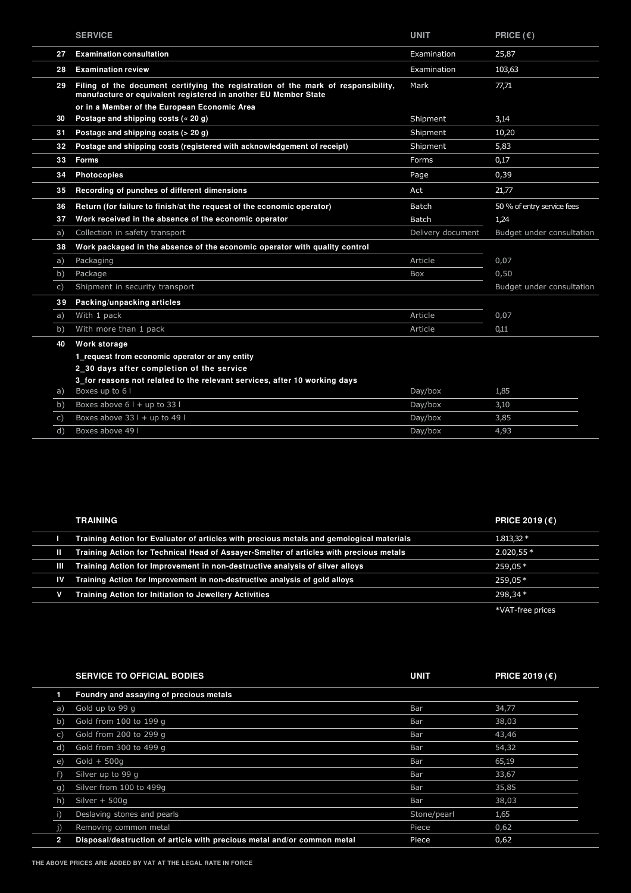| | SERVICE | UNIT | PRICE (€) |
|---|---|---|---|
| 27 | **Examination consultation** | Examination | 25,87 |
| 28 | **Examination review** | Examination | 103,63 |
| 29 | **Filing of the document certifying the registration of the mark of responsibility, manufacture or equivalent registered in another EU Member State or in a Member of the European Economic Area** | Mark | 77,71 |
| 30 | **Postage and shipping costs (« 20 g)** | Shipment | 3,14 |
| 31 | **Postage and shipping costs (> 20 g)** | Shipment | 10,20 |
| 32 | **Postage and shipping costs (registered with acknowledgement of receipt)** | Shipment | 5,83 |
| 33 | **Forms** | Forms | 0,17 |
| 34 | **Photocopies** | Page | 0,39 |
| 35 | **Recording of punches of different dimensions** | Act | 21,77 |
| 36 | **Return (for failure to finish/at the request of the economic operator)** | Batch | 50 % of entry service fees |
| 37 | **Work received in the absence of the economic operator** | Batch | 1,24 |
| a) | Collection in safety transport | Delivery document | Budget under consultation |
| 38 | **Work packaged in the absence of the economic operator with quality control** | | |
| a) | Packaging | Article | 0,07 |
| b) | Package | Box | 0,50 |
| c) | Shipment in security transport | | Budget under consultation |
| 39 | **Packing/unpacking articles** | | |
| a) | With 1 pack | Article | 0,07 |
| b) | With more than 1 pack | Article | 0,11 |
| 40 | **Work storage**<br>**1_request from economic operator or any entity**<br>**2_30 days after completion of the service**<br>**3_for reasons not related to the relevant services, after 10 working days** | | |
| a) | Boxes up to 6 l | Day/box | 1,85 |
| b) | Boxes above 6 l + up to 33 l | Day/box | 3,10 |
| c) | Boxes above 33 l + up to 49 l | Day/box | 3,85 |
| d) | Boxes above 49 l | Day/box | 4,93 |

| | TRAINING | PRICE 2019 (€) |
|---|---|---|
| I | **Training Action for Evaluator of articles with precious metals and gemological materials** | 1.813,32 * |
| II | **Training Action for Technical Head of Assayer-Smelter of articles with precious metals** | 2.020,55 * |
| III | **Training Action for Improvement in non-destructive analysis of silver alloys** | 259,05 * |
| IV | **Training Action for Improvement in non-destructive analysis of gold alloys** | 259,05 * |
| V | **Training Action for Initiation to Jewellery Activities** | 298,34 * |

*VAT-free prices

| | SERVICE TO OFFICIAL BODIES | UNIT | PRICE 2019 (€) |
|---|---|---|---|
| 1 | **Foundry and assaying of precious metals** | | |
| a) | Gold up to 99 g | Bar | 34,77 |
| b) | Gold from 100 to 199 g | Bar | 38,03 |
| c) | Gold from 200 to 299 g | Bar | 43,46 |
| d) | Gold from 300 to 499 g | Bar | 54,32 |
| e) | Gold + 500g | Bar | 65,19 |
| f) | Silver up to 99 g | Bar | 33,67 |
| g) | Silver from 100 to 499g | Bar | 35,85 |
| h) | Silver + 500g | Bar | 38,03 |
| i) | Deslaving stones and pearls | Stone/pearl | 1,65 |
| j) | Removing common metal | Piece | 0,62 |
| 2 | **Disposal/destruction of article with precious metal and/or common metal** | Piece | 0,62 |

**THE ABOVE PRICES ARE ADDED BY VAT AT THE LEGAL RATE IN FORCE**